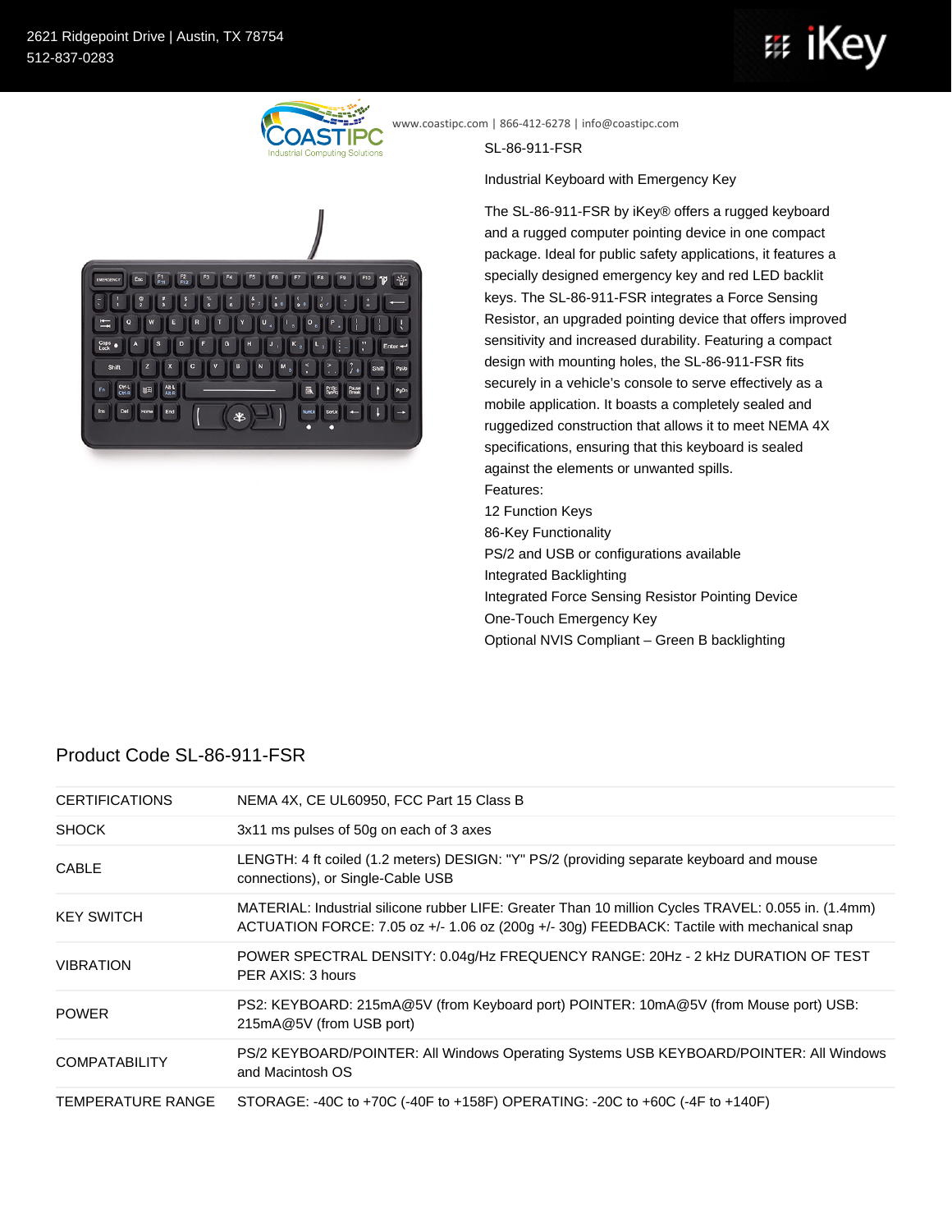2621 Ridgepoint Drive | Austin, TX 78754
512-837-0283

www.coastipc.com | 866-412-6278 | info@coastipc.com

SL-86-911-FSR

Industrial Keyboard with Emergency Key

The SL-86-911-FSR by iKey® offers a rugged keyboard and a rugged computer pointing device in one compact package. Ideal for public safety applications, it features a specially designed emergency key and red LED backlit keys. The SL-86-911-FSR integrates a Force Sensing Resistor, an upgraded pointing device that offers improved sensitivity and increased durability. Featuring a compact design with mounting holes, the SL-86-911-FSR fits securely in a vehicle's console to serve effectively as a mobile application. It boasts a completely sealed and ruggedized construction that allows it to meet NEMA 4X specifications, ensuring that this keyboard is sealed against the elements or unwanted spills.

Features:
12 Function Keys
86-Key Functionality
PS/2 and USB or configurations available
Integrated Backlighting
Integrated Force Sensing Resistor Pointing Device
One-Touch Emergency Key
Optional NVIS Compliant – Green B backlighting

## Product Code SL-86-911-FSR

| | |
|---|---|
| CERTIFICATIONS | NEMA 4X, CE UL60950, FCC Part 15 Class B |
| SHOCK | 3x11 ms pulses of 50g on each of 3 axes |
| CABLE | LENGTH: 4 ft coiled (1.2 meters) DESIGN: "Y" PS/2 (providing separate keyboard and mouse connections), or Single-Cable USB |
| KEY SWITCH | MATERIAL: Industrial silicone rubber LIFE: Greater Than 10 million Cycles TRAVEL: 0.055 in. (1.4mm) ACTUATION FORCE: 7.05 oz +/- 1.06 oz (200g +/- 30g) FEEDBACK: Tactile with mechanical snap |
| VIBRATION | POWER SPECTRAL DENSITY: 0.04g/Hz FREQUENCY RANGE: 20Hz - 2 kHz DURATION OF TEST PER AXIS: 3 hours |
| POWER | PS2: KEYBOARD: 215mA@5V (from Keyboard port) POINTER: 10mA@5V (from Mouse port) USB: 215mA@5V (from USB port) |
| COMPATABILITY | PS/2 KEYBOARD/POINTER: All Windows Operating Systems USB KEYBOARD/POINTER: All Windows and Macintosh OS |
| TEMPERATURE RANGE | STORAGE: -40C to +70C (-40F to +158F) OPERATING: -20C to +60C (-4F to +140F) |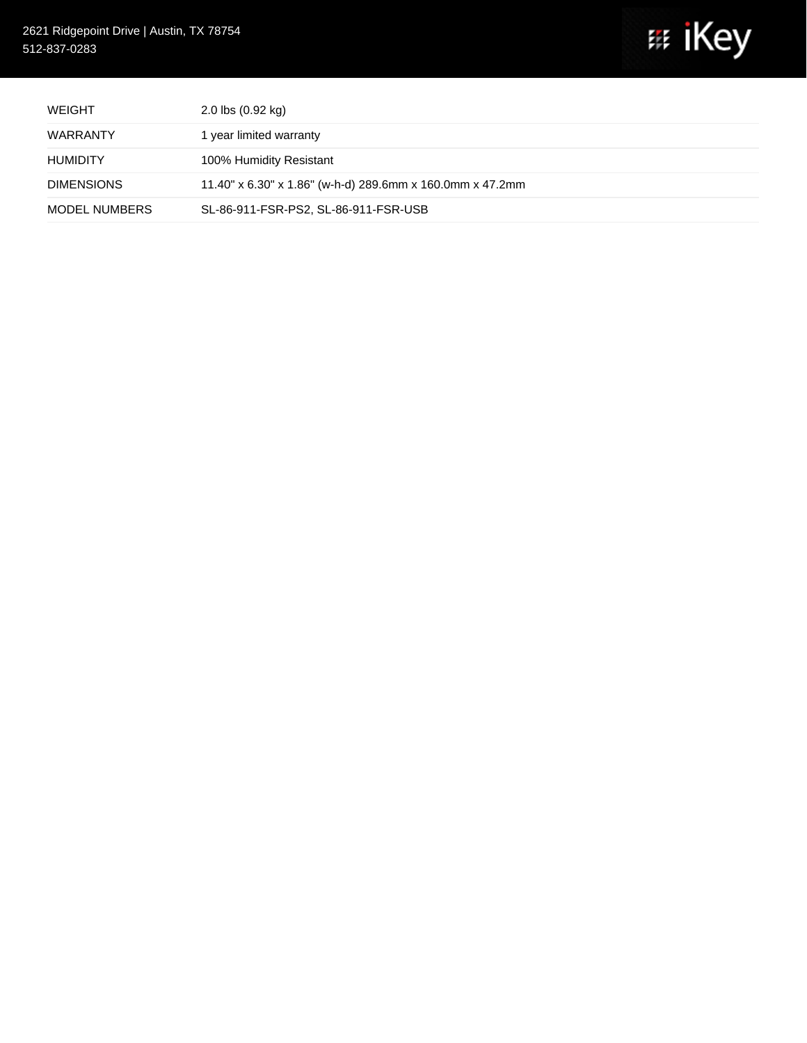| | |
|---|---|
| WEIGHT | 2.0 lbs (0.92 kg) |
| WARRANTY | 1 year limited warranty |
| HUMIDITY | 100% Humidity Resistant |
| DIMENSIONS | 11.40" x 6.30" x 1.86" (w-h-d) 289.6mm x 160.0mm x 47.2mm |
| MODEL NUMBERS | SL-86-911-FSR-PS2, SL-86-911-FSR-USB |